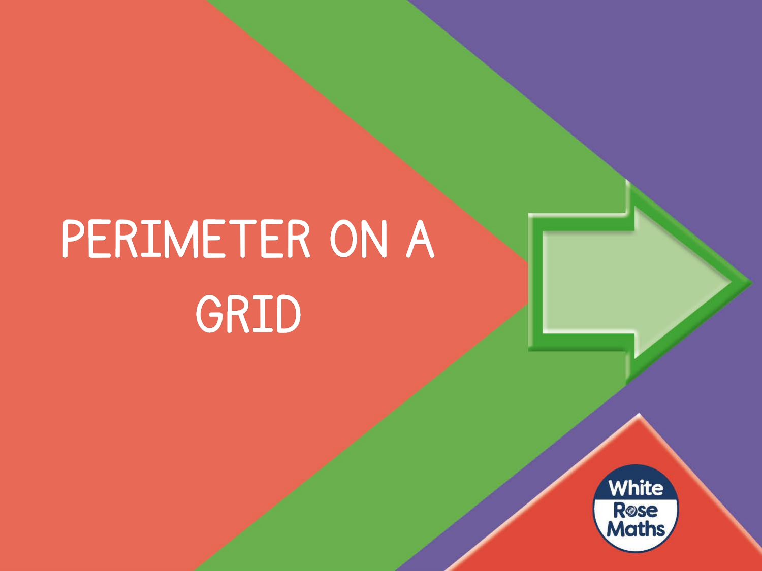# PERIMETER ON A GRID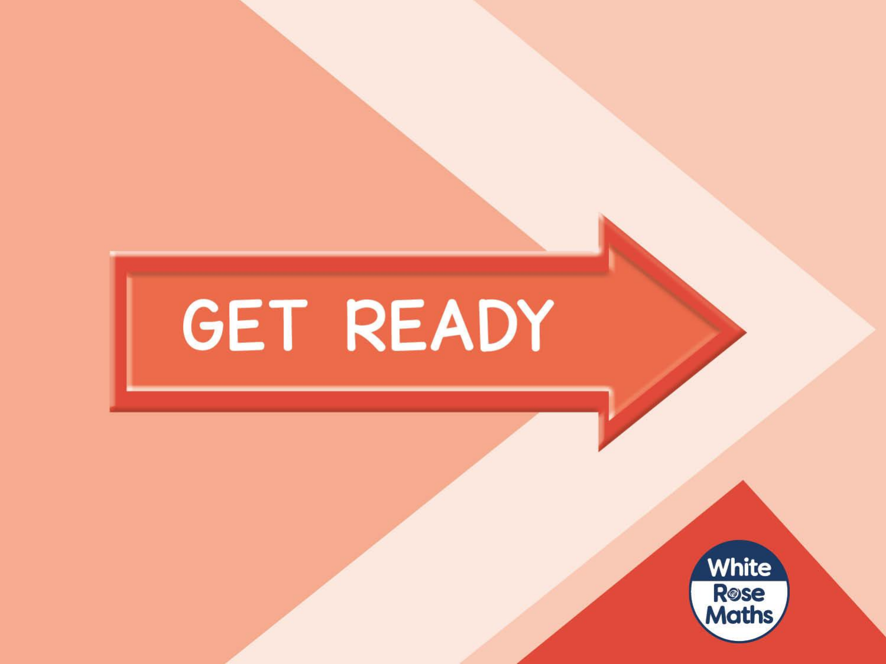# GET READY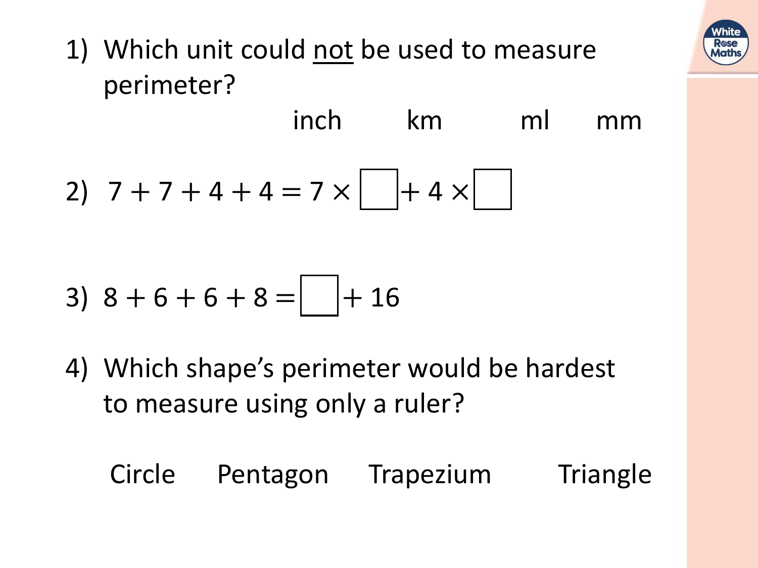1) Which unit could <u>not</u> be used to measure perimeter?

inch km ml mm

2) $7 + 7 + 4 + 4 = 7 \times \square + 4 \times \square$

3) $8 + 6 + 6 + 8 = \square + 16$

4) Which shape's perimeter would be hardest to measure using only a ruler?

Circle Pentagon Trapezium Triangle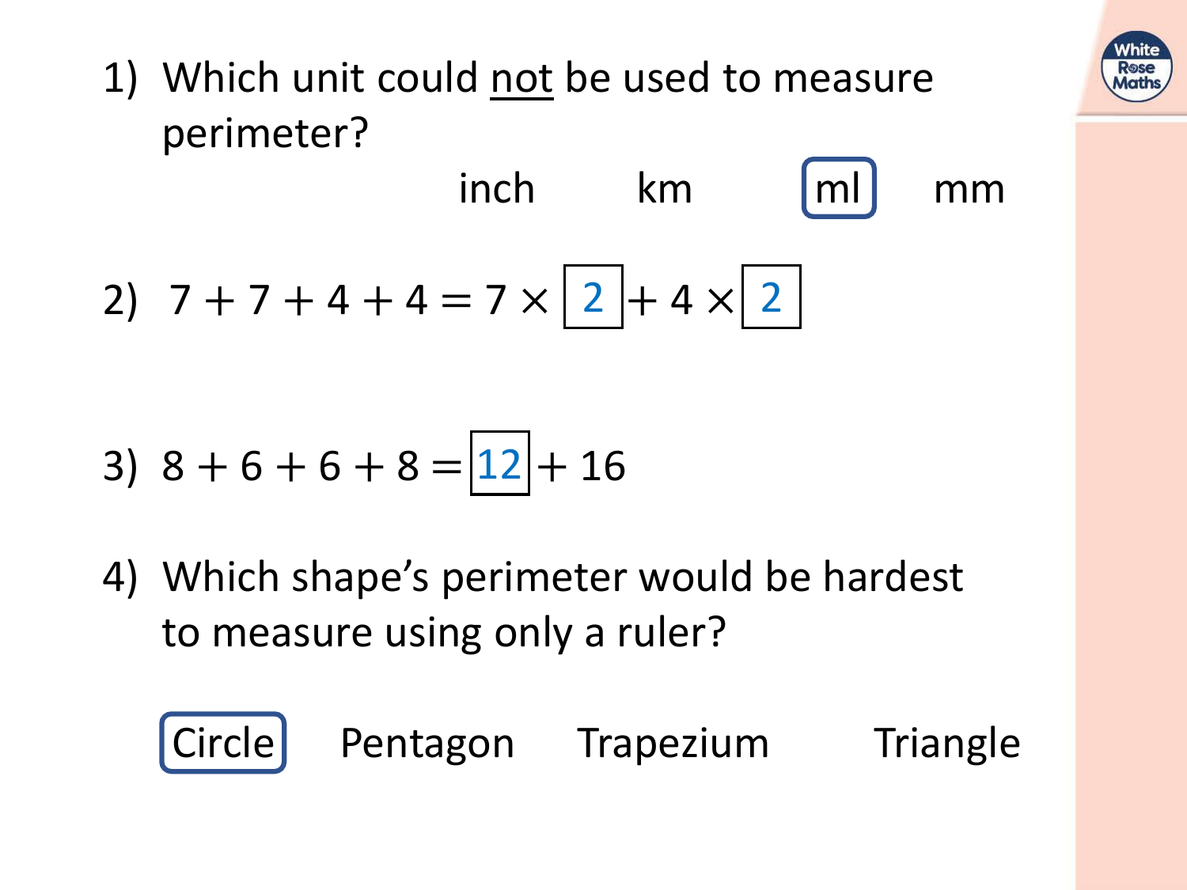1) Which unit could <u>not</u> be used to measure perimeter?

inch　　km　　**ml**　　mm

2) $7 + 7 + 4 + 4 = 7 \times \boxed{2} + 4 \times \boxed{2}$

3) $8 + 6 + 6 + 8 = \boxed{12} + 16$

4) Which shape's perimeter would be hardest to measure using only a ruler?

**Circle**　　Pentagon　　Trapezium　　Triangle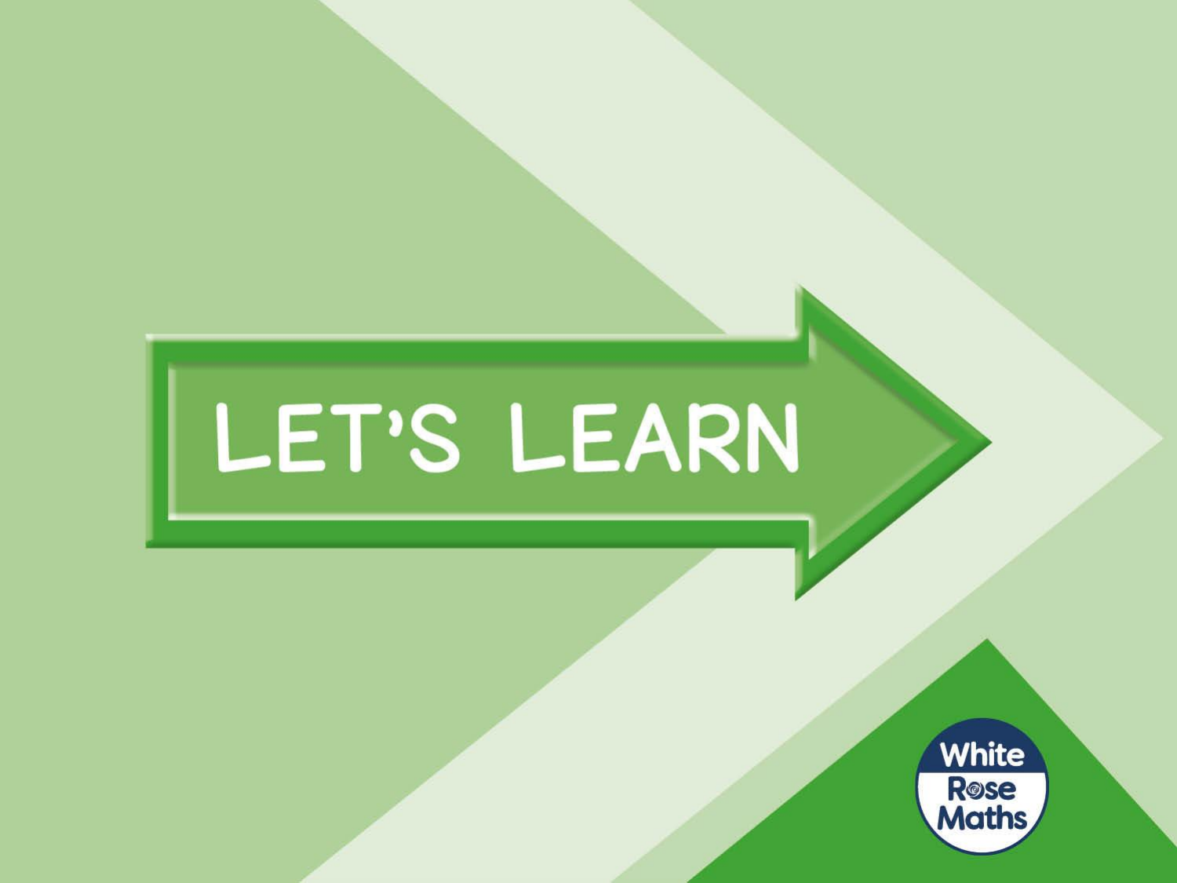# LET'S LEARN

White Rose Maths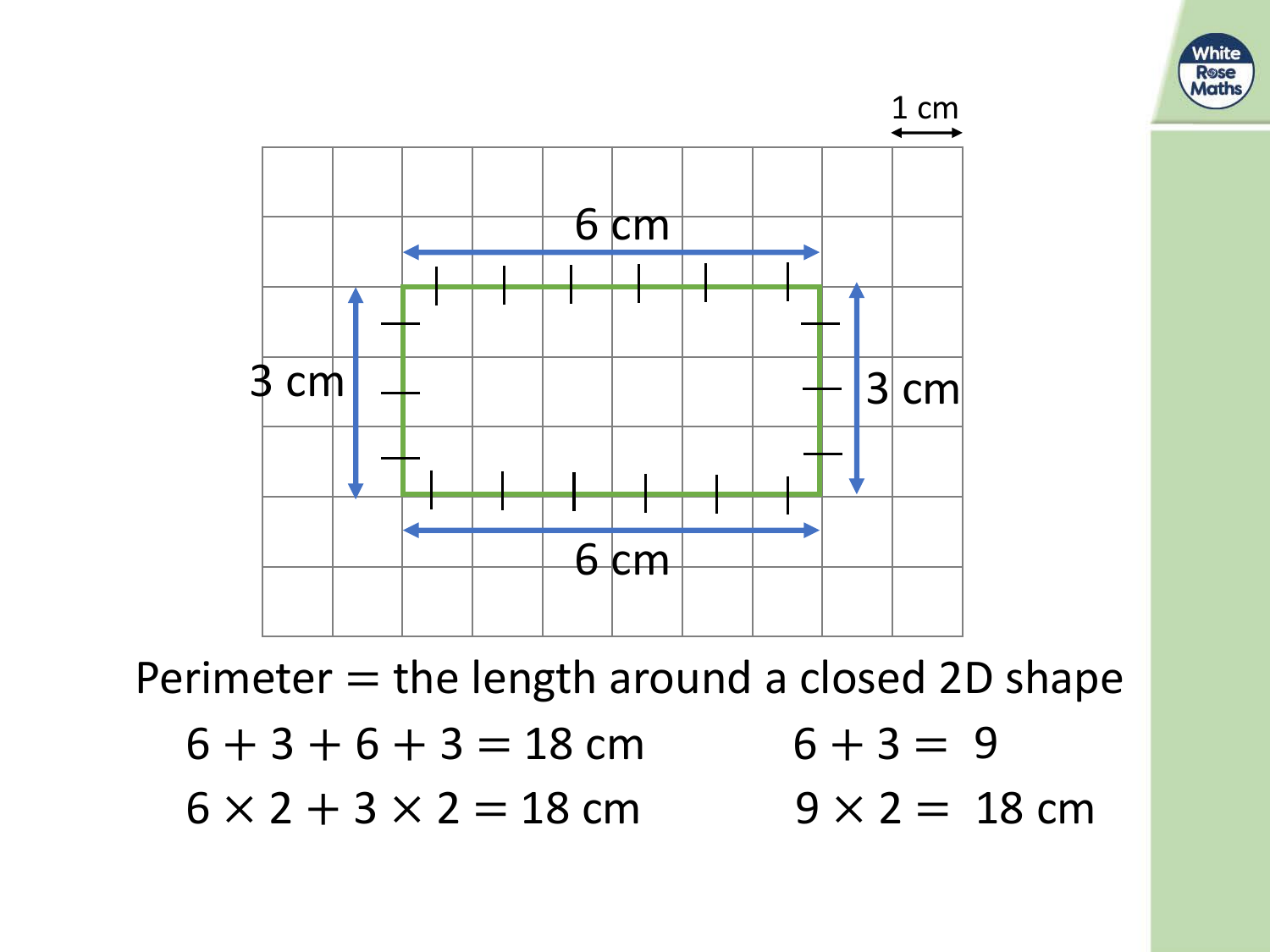Perimeter = the length around a closed 2D shape

$6 + 3 + 6 + 3 = 18$ cm

$6 \times 2 + 3 \times 2 = 18$ cm

$6 + 3 = 9$

$9 \times 2 = 18$ cm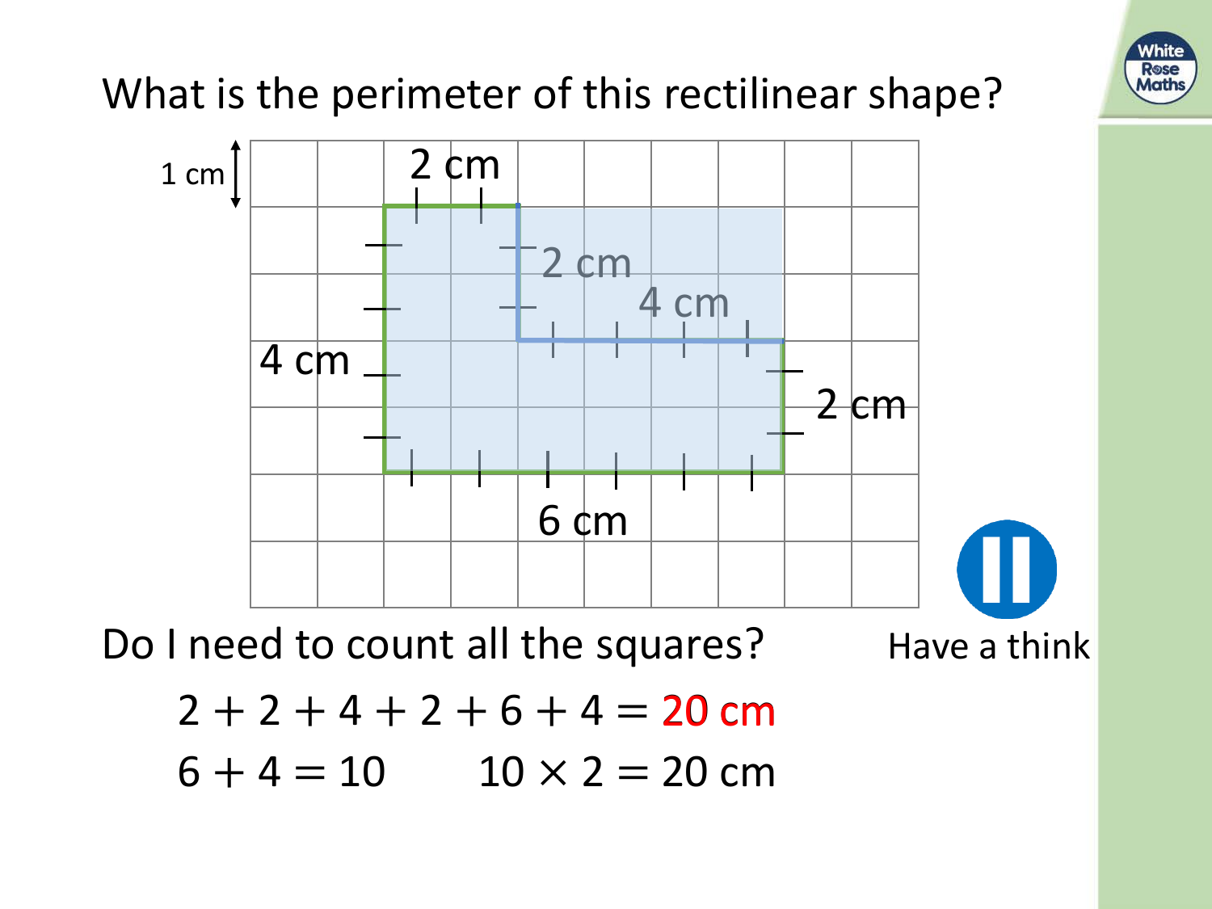What is the perimeter of this rectilinear shape?

1 cm

2 cm

2 cm

4 cm

4 cm

2 cm

6 cm

Do I need to count all the squares?

Have a think

$2 + 2 + 4 + 2 + 6 + 4 = 20$ cm

$6 + 4 = 10 \qquad 10 \times 2 = 20$ cm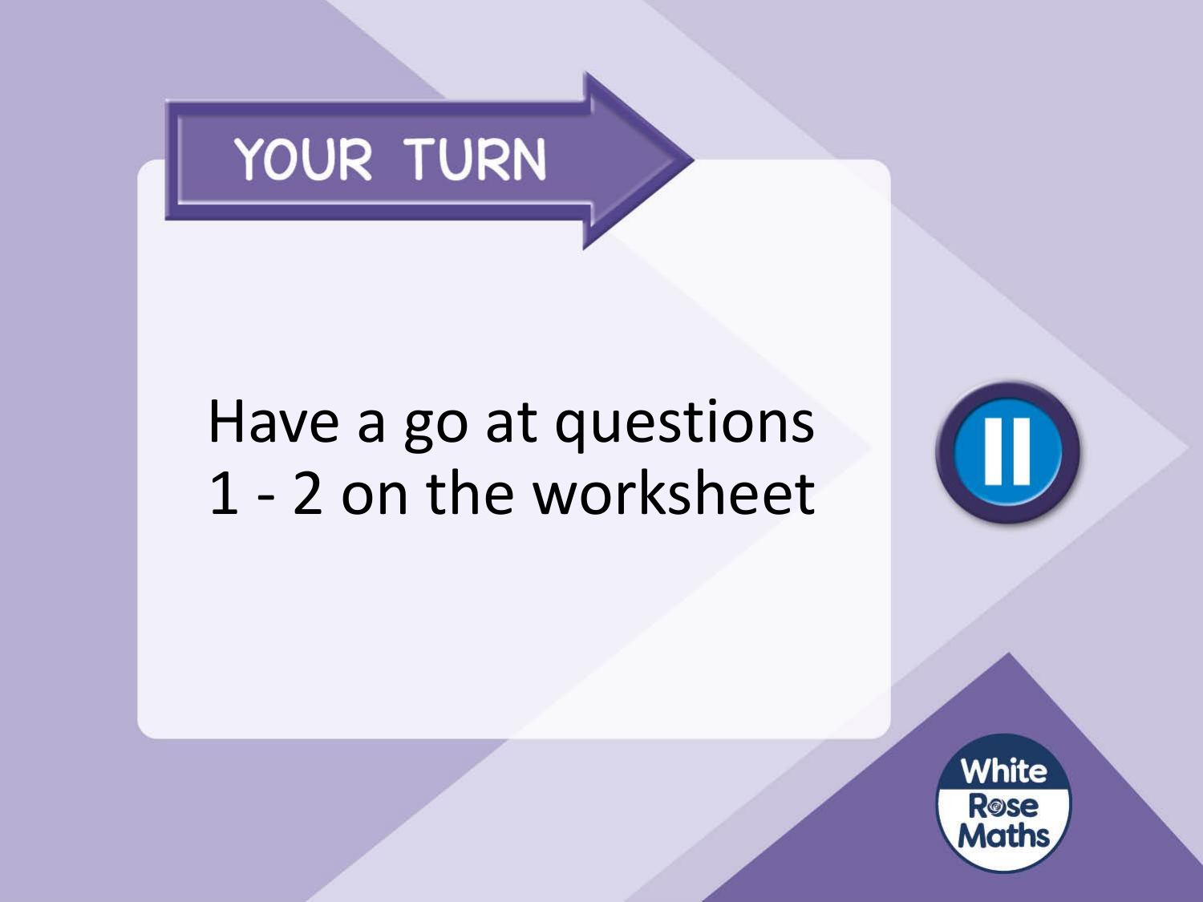# YOUR TURN

Have a go at questions 1 - 2 on the worksheet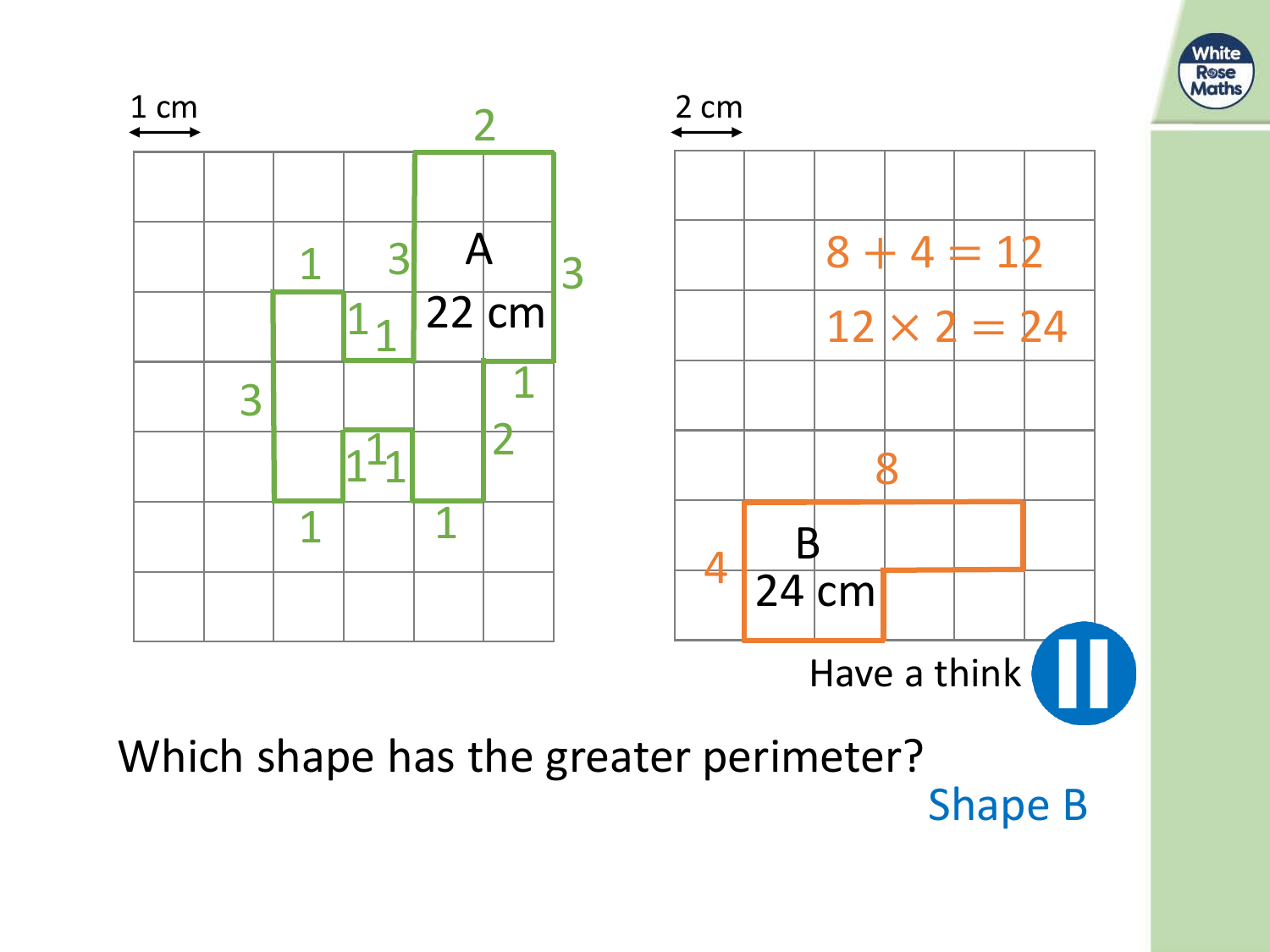1 cm

A

22 cm

2 cm

$8 + 4 = 12$

$12 \times 2 = 24$

B

24 cm

Have a think

Which shape has the greater perimeter?

Shape B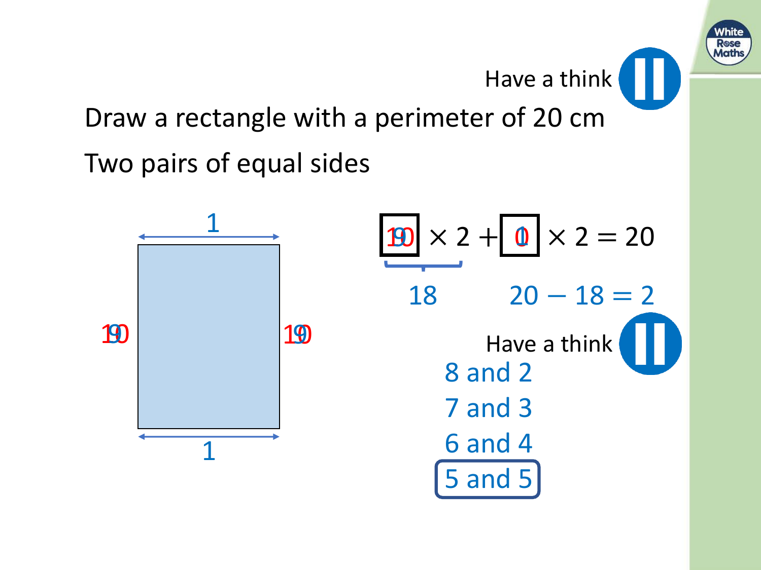Have a think

Draw a rectangle with a perimeter of 20 cm

Two pairs of equal sides

1

9 10 | 9 10

1

$\boxed{9\,10} \times 2 + \boxed{1\,0} \times 2 = 20$

18

$20 - 18 = 2$

Have a think

8 and 2

7 and 3

6 and 4

5 and 5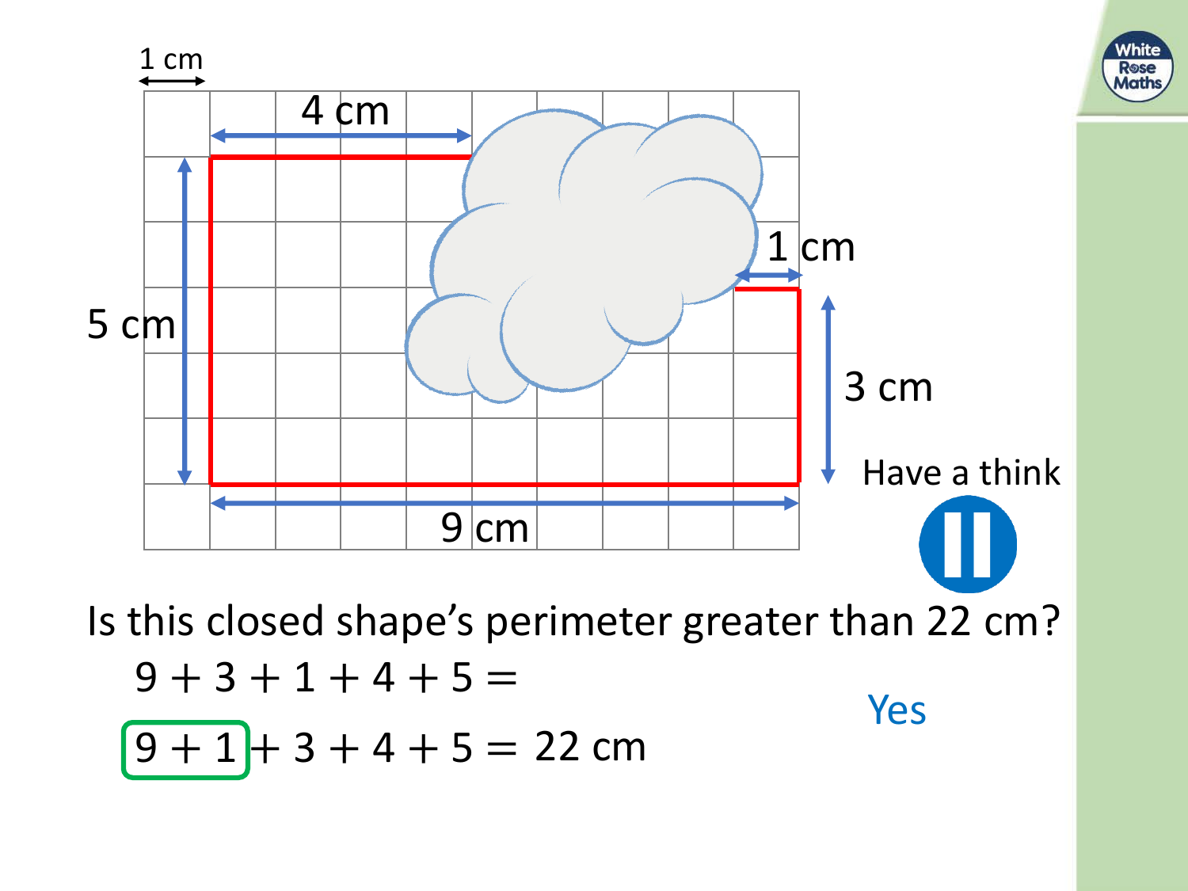1 cm

4 cm

5 cm

1 cm

3 cm

9 cm

Have a think

Is this closed shape's perimeter greater than 22 cm?

$9 + 3 + 1 + 4 + 5 =$

$9 + 1 + 3 + 4 + 5 = 22$ cm

Yes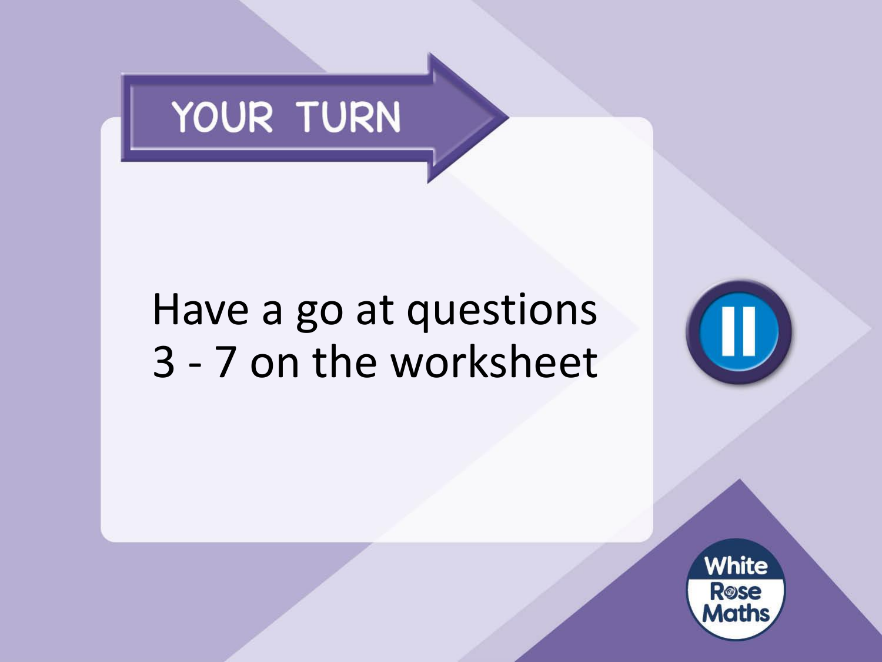# YOUR TURN

Have a go at questions 3 - 7 on the worksheet